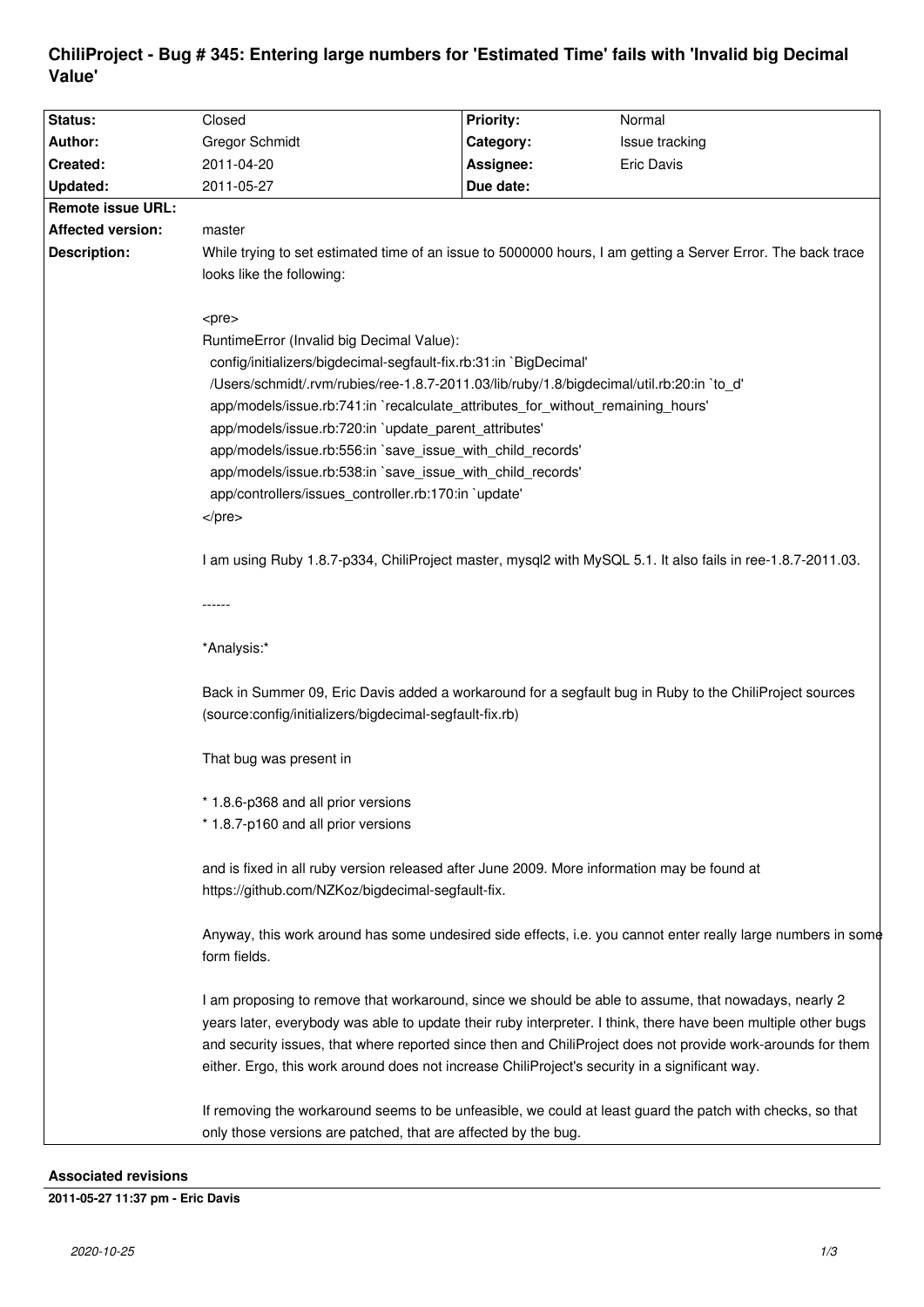# ChiliProject - Bug # 345: Entering large numbers for 'Estimated Time' fails with 'Invalid big Decimal Value'

| **Status:** | Closed | **Priority:** | Normal |
|---|---|---|---|
| **Author:** | Gregor Schmidt | **Category:** | Issue tracking |
| **Created:** | 2011-04-20 | **Assignee:** | Eric Davis |
| **Updated:** | 2011-05-27 | **Due date:** | |
| **Remote issue URL:** | | | |
| **Affected version:** | master | | |

**Description:**

While trying to set estimated time of an issue to 5000000 hours, I am getting a Server Error. The back trace looks like the following:

<pre>
RuntimeError (Invalid big Decimal Value):
  config/initializers/bigdecimal-segfault-fix.rb:31:in `BigDecimal'
  /Users/schmidt/.rvm/rubies/ree-1.8.7-2011.03/lib/ruby/1.8/bigdecimal/util.rb:20:in `to_d'
  app/models/issue.rb:741:in `recalculate_attributes_for_without_remaining_hours'
  app/models/issue.rb:720:in `update_parent_attributes'
  app/models/issue.rb:556:in `save_issue_with_child_records'
  app/models/issue.rb:538:in `save_issue_with_child_records'
  app/controllers/issues_controller.rb:170:in `update'
</pre>

I am using Ruby 1.8.7-p334, ChiliProject master, mysql2 with MySQL 5.1. It also fails in ree-1.8.7-2011.03.

------

*Analysis:*

Back in Summer 09, Eric Davis added a workaround for a segfault bug in Ruby to the ChiliProject sources (source:config/initializers/bigdecimal-segfault-fix.rb)

That bug was present in

* 1.8.6-p368 and all prior versions
* 1.8.7-p160 and all prior versions

and is fixed in all ruby version released after June 2009. More information may be found at https://github.com/NZKoz/bigdecimal-segfault-fix.

Anyway, this work around has some undesired side effects, i.e. you cannot enter really large numbers in some form fields.

I am proposing to remove that workaround, since we should be able to assume, that nowadays, nearly 2 years later, everybody was able to update their ruby interpreter. I think, there have been multiple other bugs and security issues, that where reported since then and ChiliProject does not provide work-arounds for them either. Ergo, this work around does not increase ChiliProject's security in a significant way.

If removing the workaround seems to be unfeasible, we could at least guard the patch with checks, so that only those versions are patched, that are affected by the bug.

## Associated revisions

**2011-05-27 11:37 pm - Eric Davis**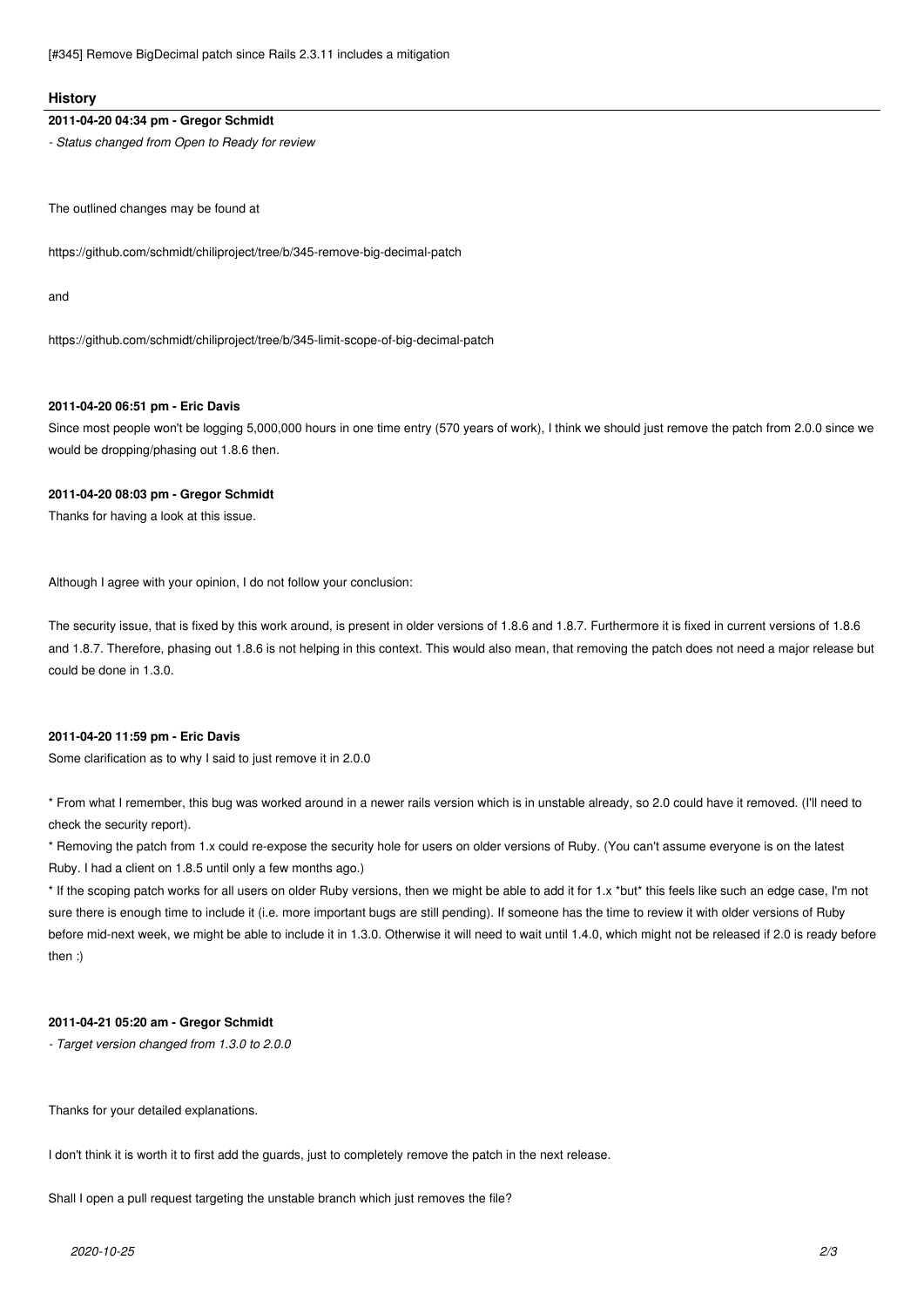[#345] Remove BigDecimal patch since Rails 2.3.11 includes a mitigation

## History

#### 2011-04-20 04:34 pm - Gregor Schmidt

*- Status changed from Open to Ready for review*

The outlined changes may be found at

https://github.com/schmidt/chiliproject/tree/b/345-remove-big-decimal-patch

and

https://github.com/schmidt/chiliproject/tree/b/345-limit-scope-of-big-decimal-patch

#### 2011-04-20 06:51 pm - Eric Davis

Since most people won't be logging 5,000,000 hours in one time entry (570 years of work), I think we should just remove the patch from 2.0.0 since we would be dropping/phasing out 1.8.6 then.

#### 2011-04-20 08:03 pm - Gregor Schmidt

Thanks for having a look at this issue.

Although I agree with your opinion, I do not follow your conclusion:

The security issue, that is fixed by this work around, is present in older versions of 1.8.6 and 1.8.7. Furthermore it is fixed in current versions of 1.8.6 and 1.8.7. Therefore, phasing out 1.8.6 is not helping in this context. This would also mean, that removing the patch does not need a major release but could be done in 1.3.0.

#### 2011-04-20 11:59 pm - Eric Davis

Some clarification as to why I said to just remove it in 2.0.0

* From what I remember, this bug was worked around in a newer rails version which is in unstable already, so 2.0 could have it removed. (I'll need to check the security report).
* Removing the patch from 1.x could re-expose the security hole for users on older versions of Ruby. (You can't assume everyone is on the latest Ruby. I had a client on 1.8.5 until only a few months ago.)
* If the scoping patch works for all users on older Ruby versions, then we might be able to add it for 1.x *but* this feels like such an edge case, I'm not sure there is enough time to include it (i.e. more important bugs are still pending). If someone has the time to review it with older versions of Ruby before mid-next week, we might be able to include it in 1.3.0. Otherwise it will need to wait until 1.4.0, which might not be released if 2.0 is ready before then :)

#### 2011-04-21 05:20 am - Gregor Schmidt

*- Target version changed from 1.3.0 to 2.0.0*

Thanks for your detailed explanations.

I don't think it is worth it to first add the guards, just to completely remove the patch in the next release.

Shall I open a pull request targeting the unstable branch which just removes the file?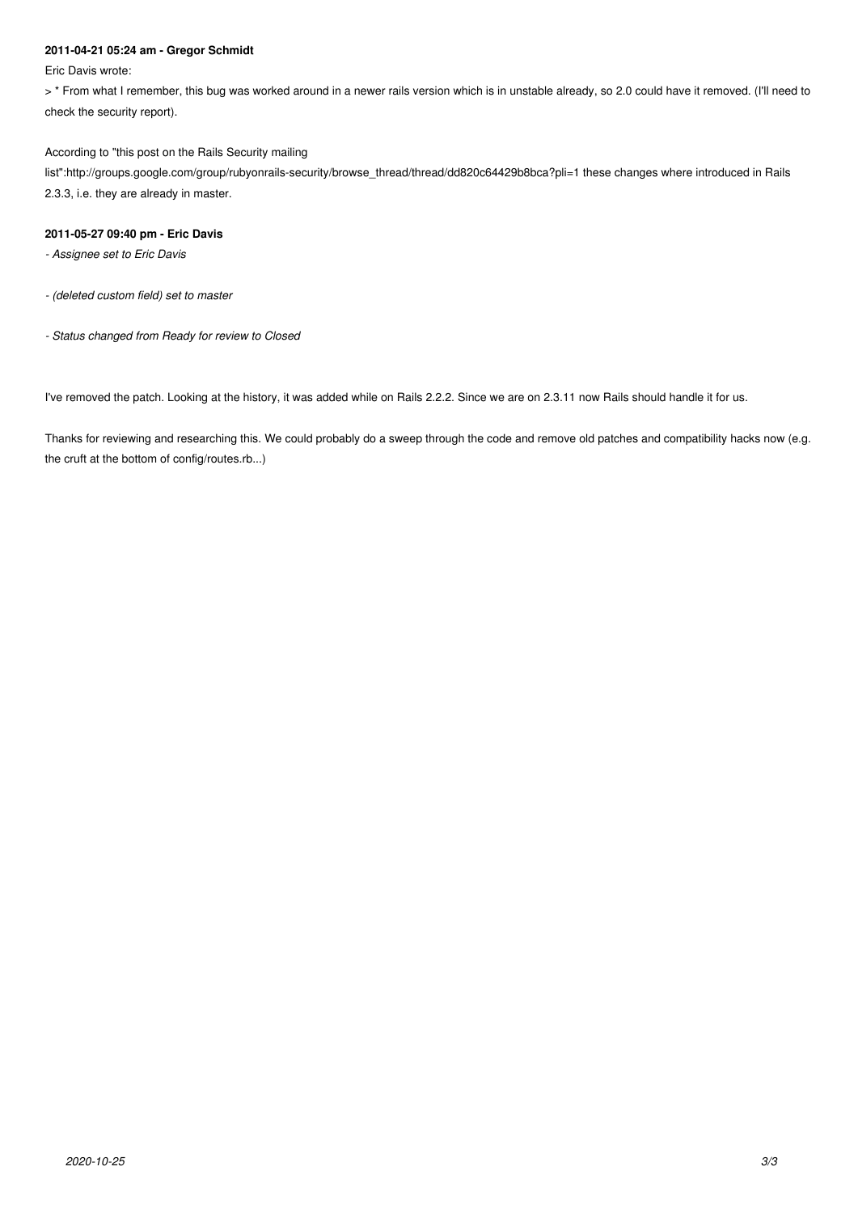**2011-04-21 05:24 am - Gregor Schmidt**

Eric Davis wrote:

> * From what I remember, this bug was worked around in a newer rails version which is in unstable already, so 2.0 could have it removed. (I'll need to check the security report).

According to "this post on the Rails Security mailing list":http://groups.google.com/group/rubyonrails-security/browse_thread/thread/dd820c64429b8bca?pli=1 these changes where introduced in Rails 2.3.3, i.e. they are already in master.

**2011-05-27 09:40 pm - Eric Davis**

*- Assignee set to Eric Davis*

*- (deleted custom field) set to master*

*- Status changed from Ready for review to Closed*

I've removed the patch. Looking at the history, it was added while on Rails 2.2.2. Since we are on 2.3.11 now Rails should handle it for us.

Thanks for reviewing and researching this. We could probably do a sweep through the code and remove old patches and compatibility hacks now (e.g. the cruft at the bottom of config/routes.rb...)